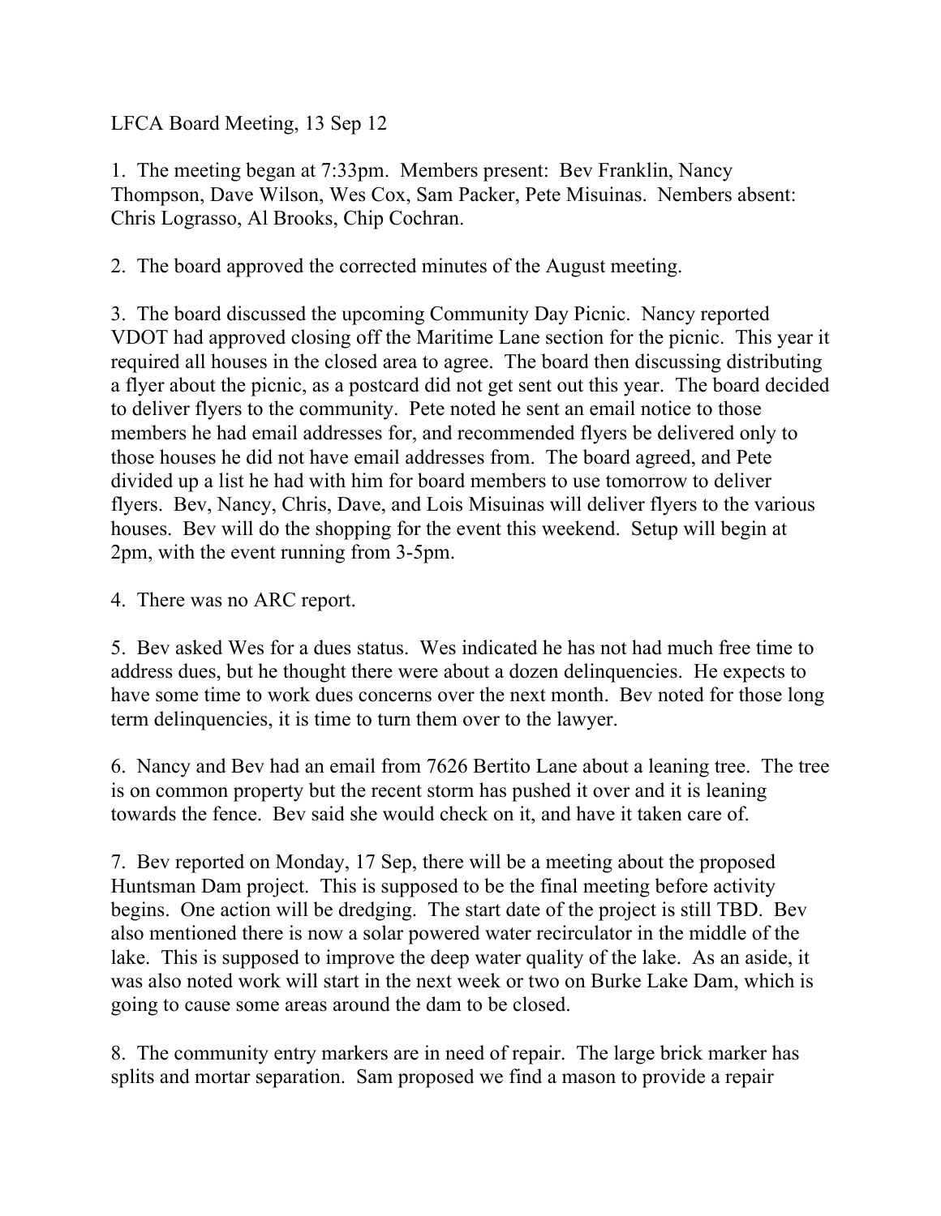LFCA Board Meeting, 13 Sep 12

1. The meeting began at 7:33pm. Members present: Bev Franklin, Nancy Thompson, Dave Wilson, Wes Cox, Sam Packer, Pete Misuinas. Members absent: Chris Lograsso, Al Brooks, Chip Cochran.

2. The board approved the corrected minutes of the August meeting.

3. The board discussed the upcoming Community Day Picnic. Nancy reported VDOT had approved closing off the Maritime Lane section for the picnic. This year it required all houses in the closed area to agree. The board then discussing distributing a flyer about the picnic, as a postcard did not get sent out this year. The board decided to deliver flyers to the community. Pete noted he sent an email notice to those members he had email addresses for, and recommended flyers be delivered only to those houses he did not have email addresses from. The board agreed, and Pete divided up a list he had with him for board members to use tomorrow to deliver flyers. Bev, Nancy, Chris, Dave, and Lois Misuinas will deliver flyers to the various houses. Bev will do the shopping for the event this weekend. Setup will begin at 2pm, with the event running from 3-5pm.

4. There was no ARC report.

5. Bev asked Wes for a dues status. Wes indicated he has not had much free time to address dues, but he thought there were about a dozen delinquencies. He expects to have some time to work dues concerns over the next month. Bev noted for those long term delinquencies, it is time to turn them over to the lawyer.

6. Nancy and Bev had an email from 7626 Bertito Lane about a leaning tree. The tree is on common property but the recent storm has pushed it over and it is leaning towards the fence. Bev said she would check on it, and have it taken care of.

7. Bev reported on Monday, 17 Sep, there will be a meeting about the proposed Huntsman Dam project. This is supposed to be the final meeting before activity begins. One action will be dredging. The start date of the project is still TBD. Bev also mentioned there is now a solar powered water recirculator in the middle of the lake. This is supposed to improve the deep water quality of the lake. As an aside, it was also noted work will start in the next week or two on Burke Lake Dam, which is going to cause some areas around the dam to be closed.

8. The community entry markers are in need of repair. The large brick marker has splits and mortar separation. Sam proposed we find a mason to provide a repair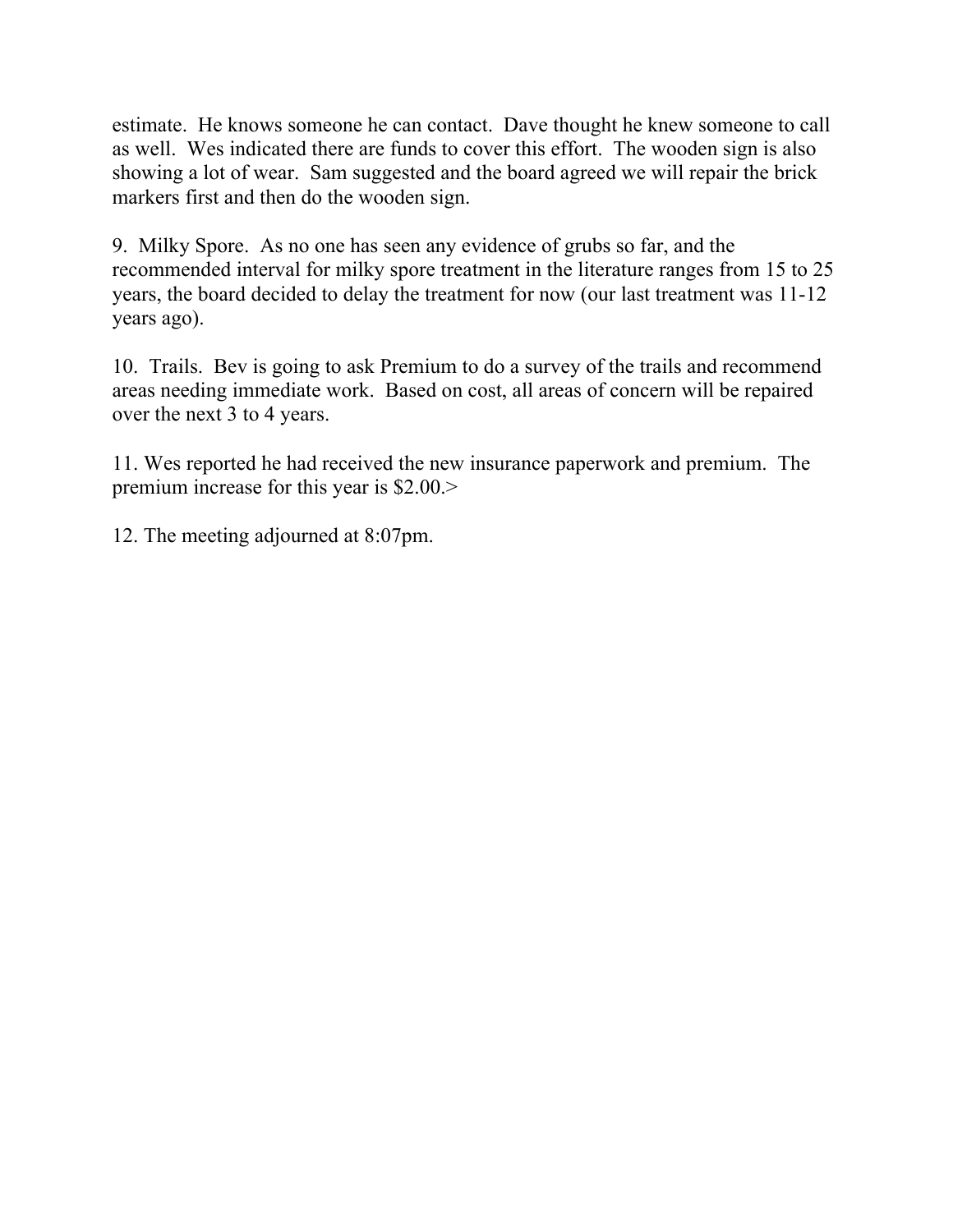estimate. He knows someone he can contact. Dave thought he knew someone to call as well. Wes indicated there are funds to cover this effort. The wooden sign is also showing a lot of wear. Sam suggested and the board agreed we will repair the brick markers first and then do the wooden sign.

9. Milky Spore. As no one has seen any evidence of grubs so far, and the recommended interval for milky spore treatment in the literature ranges from 15 to 25 years, the board decided to delay the treatment for now (our last treatment was 11-12 years ago).

10. Trails. Bev is going to ask Premium to do a survey of the trails and recommend areas needing immediate work. Based on cost, all areas of concern will be repaired over the next 3 to 4 years.

11. Wes reported he had received the new insurance paperwork and premium. The premium increase for this year is $2.00.>

12. The meeting adjourned at 8:07pm.